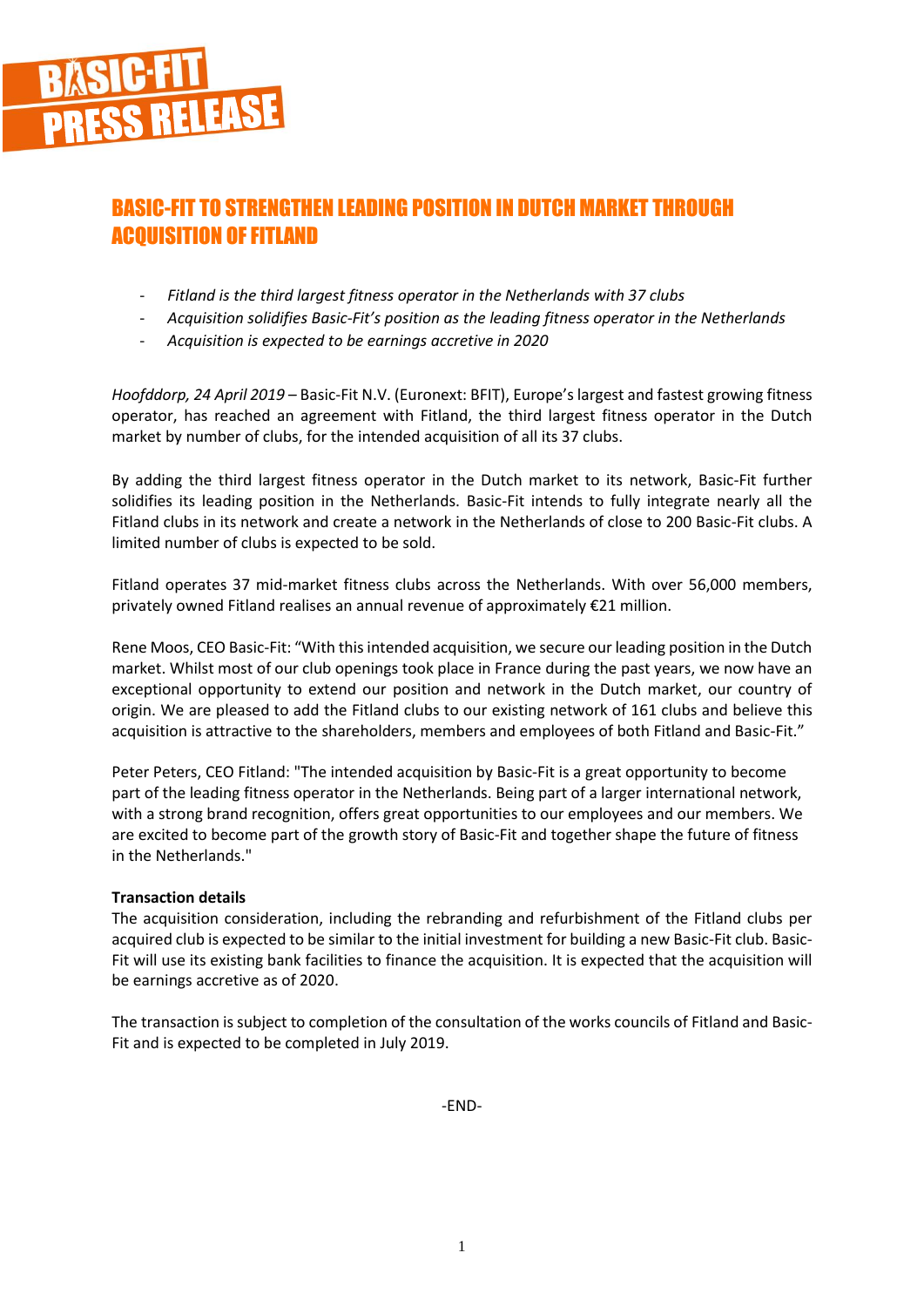# BASIC-FIT PRESS RELEASE

## BASIC-FIT TO STRENGTHEN LEADING POSITION IN DUTCH MARKET THROUGH ACQUISITION OF FITLAND

- *Fitland is the third largest fitness operator in the Netherlands with 37 clubs*
- *Acquisition solidifies Basic-Fit's position as the leading fitness operator in the Netherlands*
- *Acquisition is expected to be earnings accretive in 2020*

*Hoofddorp, 24 April 2019* – Basic-Fit N.V. (Euronext: BFIT), Europe's largest and fastest growing fitness operator, has reached an agreement with Fitland, the third largest fitness operator in the Dutch market by number of clubs, for the intended acquisition of all its 37 clubs.

By adding the third largest fitness operator in the Dutch market to its network, Basic-Fit further solidifies its leading position in the Netherlands. Basic-Fit intends to fully integrate nearly all the Fitland clubs in its network and create a network in the Netherlands of close to 200 Basic-Fit clubs. A limited number of clubs is expected to be sold.

Fitland operates 37 mid-market fitness clubs across the Netherlands. With over 56,000 members, privately owned Fitland realises an annual revenue of approximately €21 million.

Rene Moos, CEO Basic-Fit: "With this intended acquisition, we secure our leading position in the Dutch market. Whilst most of our club openings took place in France during the past years, we now have an exceptional opportunity to extend our position and network in the Dutch market, our country of origin. We are pleased to add the Fitland clubs to our existing network of 161 clubs and believe this acquisition is attractive to the shareholders, members and employees of both Fitland and Basic-Fit."

Peter Peters, CEO Fitland: "The intended acquisition by Basic-Fit is a great opportunity to become part of the leading fitness operator in the Netherlands. Being part of a larger international network, with a strong brand recognition, offers great opportunities to our employees and our members. We are excited to become part of the growth story of Basic-Fit and together shape the future of fitness in the Netherlands."

**Transaction details**

The acquisition consideration, including the rebranding and refurbishment of the Fitland clubs per acquired club is expected to be similar to the initial investment for building a new Basic-Fit club. Basic-Fit will use its existing bank facilities to finance the acquisition. It is expected that the acquisition will be earnings accretive as of 2020.

The transaction is subject to completion of the consultation of the works councils of Fitland and Basic-Fit and is expected to be completed in July 2019.

-END-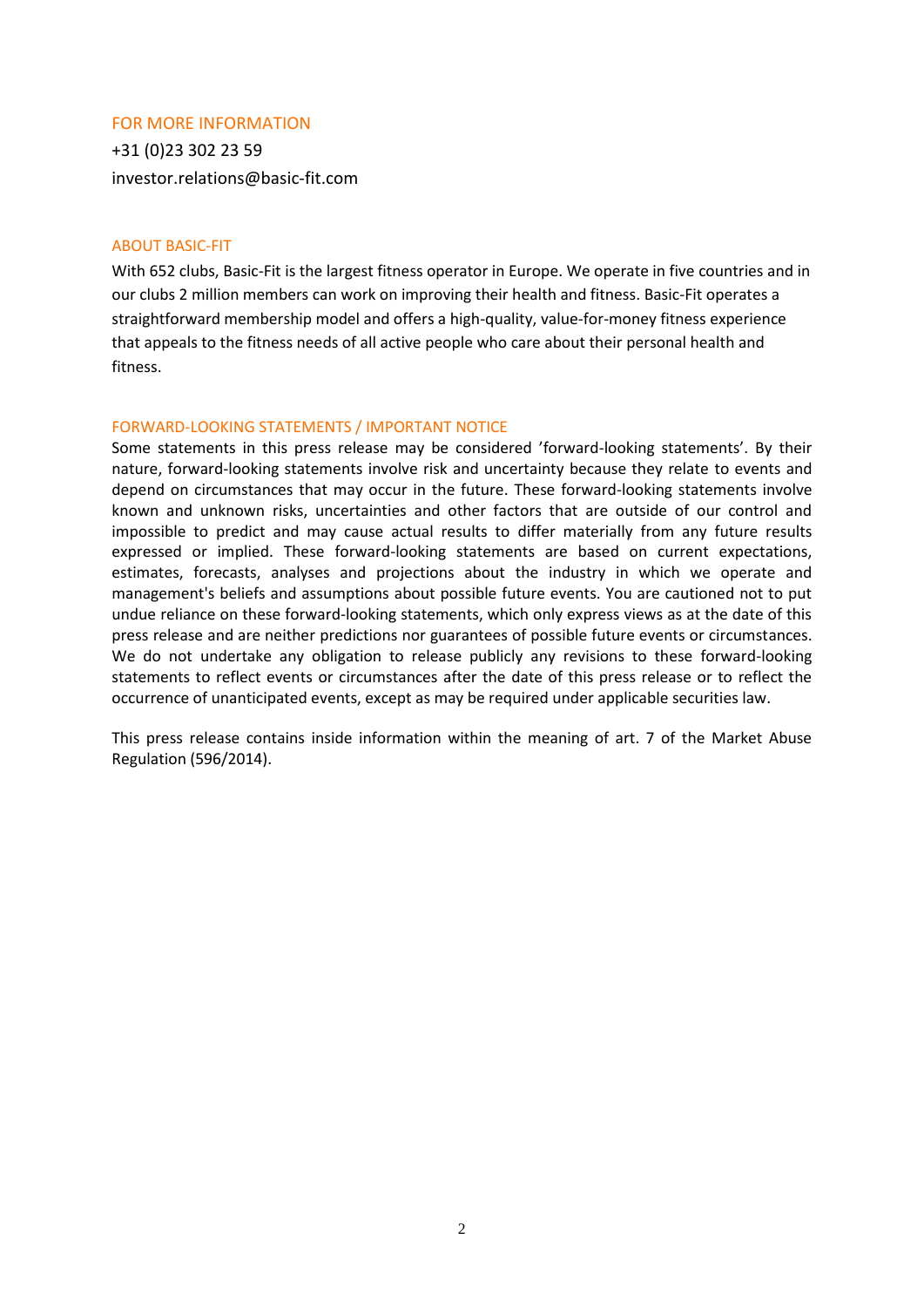## FOR MORE INFORMATION

+31 (0)23 302 23 59
investor.relations@basic-fit.com

## ABOUT BASIC-FIT

With 652 clubs, Basic-Fit is the largest fitness operator in Europe. We operate in five countries and in our clubs 2 million members can work on improving their health and fitness. Basic-Fit operates a straightforward membership model and offers a high-quality, value-for-money fitness experience that appeals to the fitness needs of all active people who care about their personal health and fitness.

## FORWARD-LOOKING STATEMENTS / IMPORTANT NOTICE

Some statements in this press release may be considered 'forward-looking statements'. By their nature, forward-looking statements involve risk and uncertainty because they relate to events and depend on circumstances that may occur in the future. These forward-looking statements involve known and unknown risks, uncertainties and other factors that are outside of our control and impossible to predict and may cause actual results to differ materially from any future results expressed or implied. These forward-looking statements are based on current expectations, estimates, forecasts, analyses and projections about the industry in which we operate and management's beliefs and assumptions about possible future events. You are cautioned not to put undue reliance on these forward-looking statements, which only express views as at the date of this press release and are neither predictions nor guarantees of possible future events or circumstances. We do not undertake any obligation to release publicly any revisions to these forward-looking statements to reflect events or circumstances after the date of this press release or to reflect the occurrence of unanticipated events, except as may be required under applicable securities law.

This press release contains inside information within the meaning of art. 7 of the Market Abuse Regulation (596/2014).